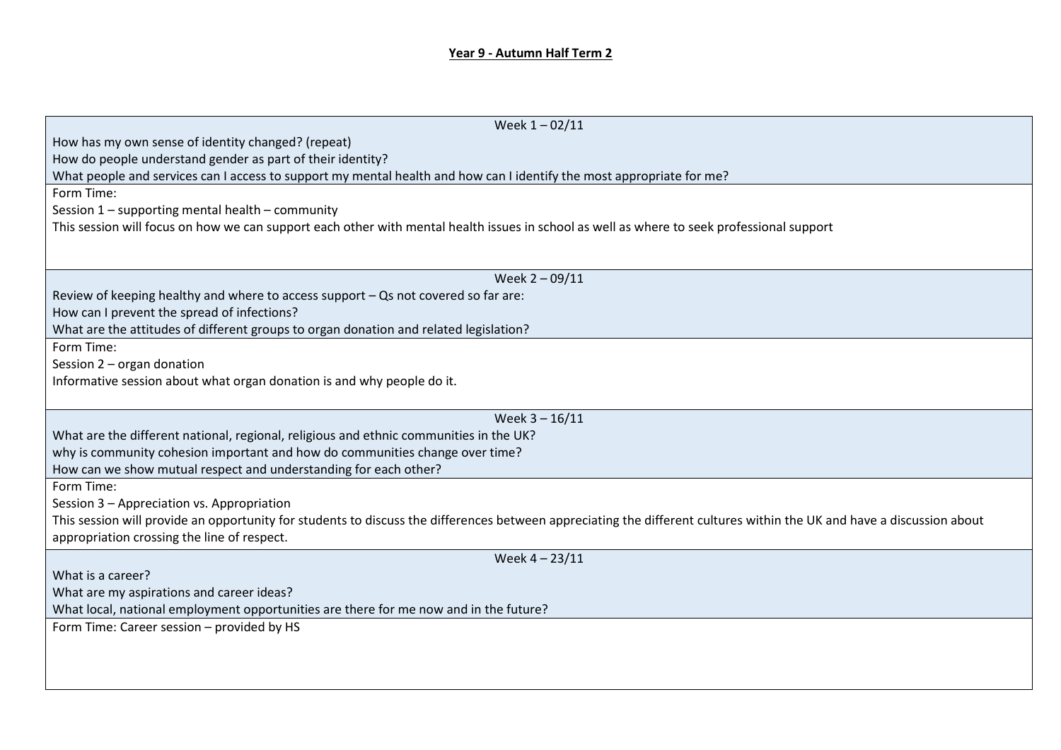**Year 9 - Autumn Half Term 2**

| |
|---|
| Week 1 – 02/11<br>How has my own sense of identity changed? (repeat)<br>How do people understand gender as part of their identity?<br>What people and services can I access to support my mental health and how can I identify the most appropriate for me? |
| Form Time:<br>Session 1 – supporting mental health – community<br>This session will focus on how we can support each other with mental health issues in school as well as where to seek professional support |
| Week 2 – 09/11<br>Review of keeping healthy and where to access support – Qs not covered so far are:<br>How can I prevent the spread of infections?<br>What are the attitudes of different groups to organ donation and related legislation? |
| Form Time:<br>Session 2 – organ donation<br>Informative session about what organ donation is and why people do it. |
| Week 3 – 16/11<br>What are the different national, regional, religious and ethnic communities in the UK?<br>why is community cohesion important and how do communities change over time?<br>How can we show mutual respect and understanding for each other? |
| Form Time:<br>Session 3 – Appreciation vs. Appropriation<br>This session will provide an opportunity for students to discuss the differences between appreciating the different cultures within the UK and have a discussion about appropriation crossing the line of respect. |
| Week 4 – 23/11<br>What is a career?<br>What are my aspirations and career ideas?<br>What local, national employment opportunities are there for me now and in the future? |
| Form Time: Career session – provided by HS |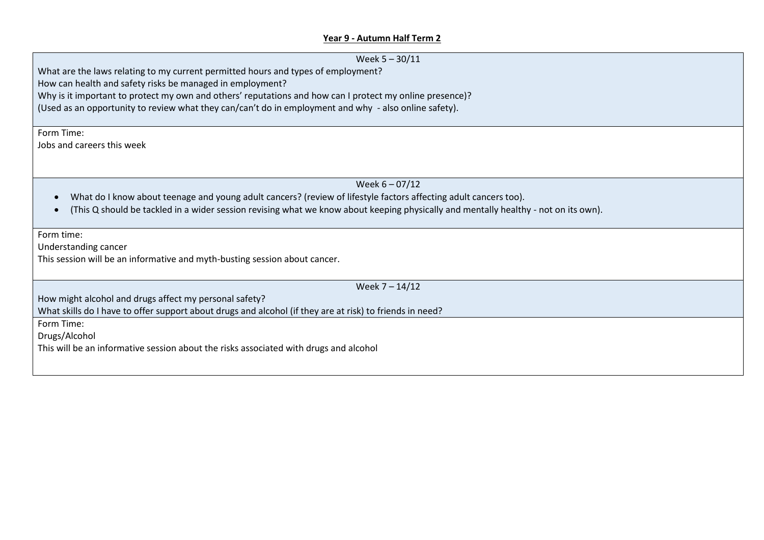**Year 9 - Autumn Half Term 2**

Week 5 – 30/11

What are the laws relating to my current permitted hours and types of employment?
How can health and safety risks be managed in employment?
Why is it important to protect my own and others' reputations and how can I protect my online presence)?
(Used as an opportunity to review what they can/can't do in employment and why - also online safety).

Form Time:
Jobs and careers this week

Week 6 – 07/12

- What do I know about teenage and young adult cancers? (review of lifestyle factors affecting adult cancers too).
- (This Q should be tackled in a wider session revising what we know about keeping physically and mentally healthy - not on its own).

Form time:
Understanding cancer
This session will be an informative and myth-busting session about cancer.

Week 7 – 14/12

How might alcohol and drugs affect my personal safety?
What skills do I have to offer support about drugs and alcohol (if they are at risk) to friends in need?

Form Time:
Drugs/Alcohol
This will be an informative session about the risks associated with drugs and alcohol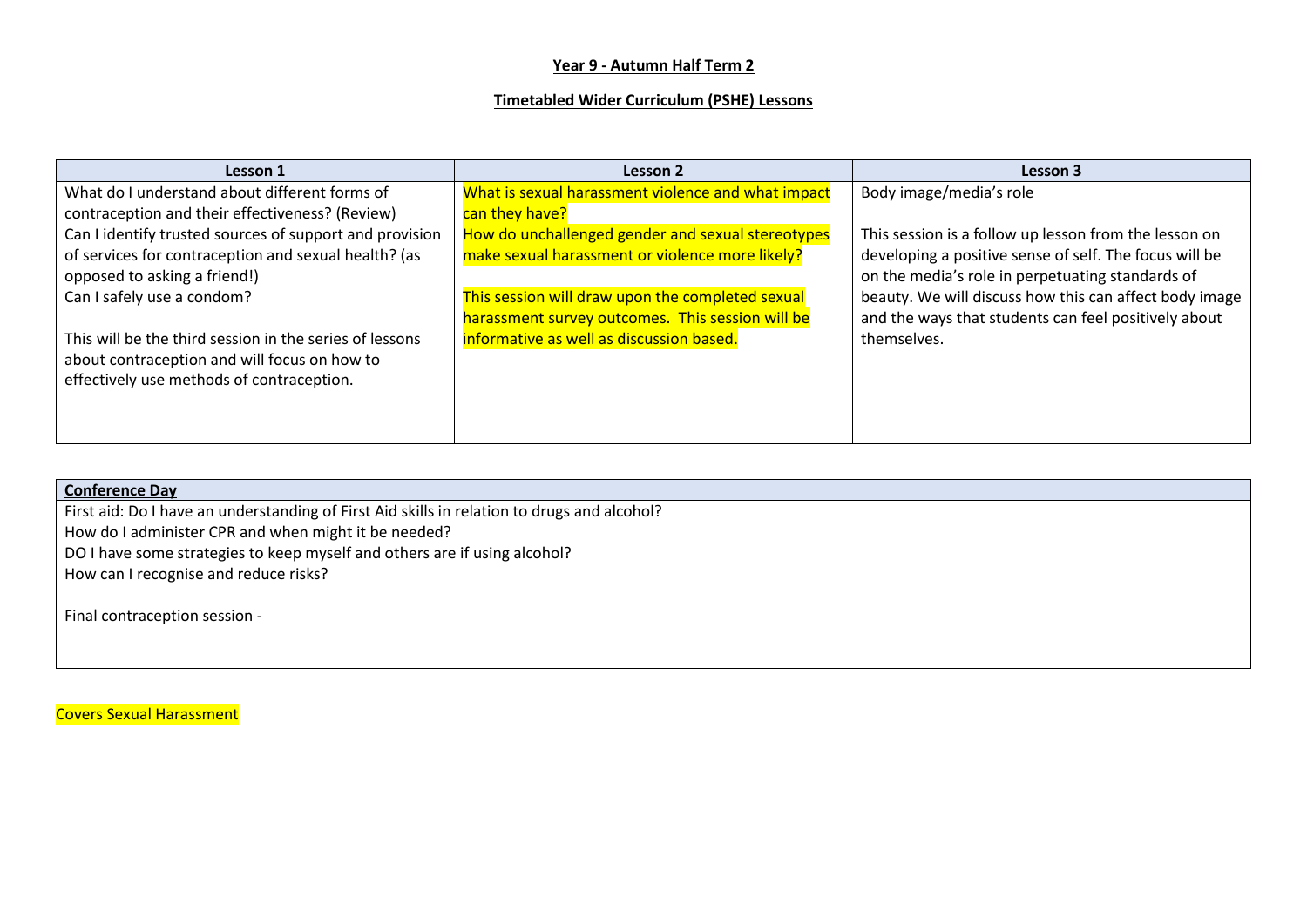**Year 9 - Autumn Half Term 2**

**Timetabled Wider Curriculum (PSHE) Lessons**

| **Lesson 1** | **Lesson 2** | **Lesson 3** |
| --- | --- | --- |
| What do I understand about different forms of contraception and their effectiveness? (Review)<br>Can I identify trusted sources of support and provision of services for contraception and sexual health? (as opposed to asking a friend!)<br>Can I safely use a condom?<br><br>This will be the third session in the series of lessons about contraception and will focus on how to effectively use methods of contraception. | What is sexual harassment violence and what impact can they have?<br>How do unchallenged gender and sexual stereotypes make sexual harassment or violence more likely?<br><br>This session will draw upon the completed sexual harassment survey outcomes. This session will be informative as well as discussion based. | Body image/media's role<br><br>This session is a follow up lesson from the lesson on developing a positive sense of self. The focus will be on the media's role in perpetuating standards of beauty. We will discuss how this can affect body image and the ways that students can feel positively about themselves. |

| **Conference Day** |
| --- |
| First aid: Do I have an understanding of First Aid skills in relation to drugs and alcohol?<br>How do I administer CPR and when might it be needed?<br>DO I have some strategies to keep myself and others are if using alcohol?<br>How can I recognise and reduce risks?<br><br>Final contraception session - |

Covers Sexual Harassment